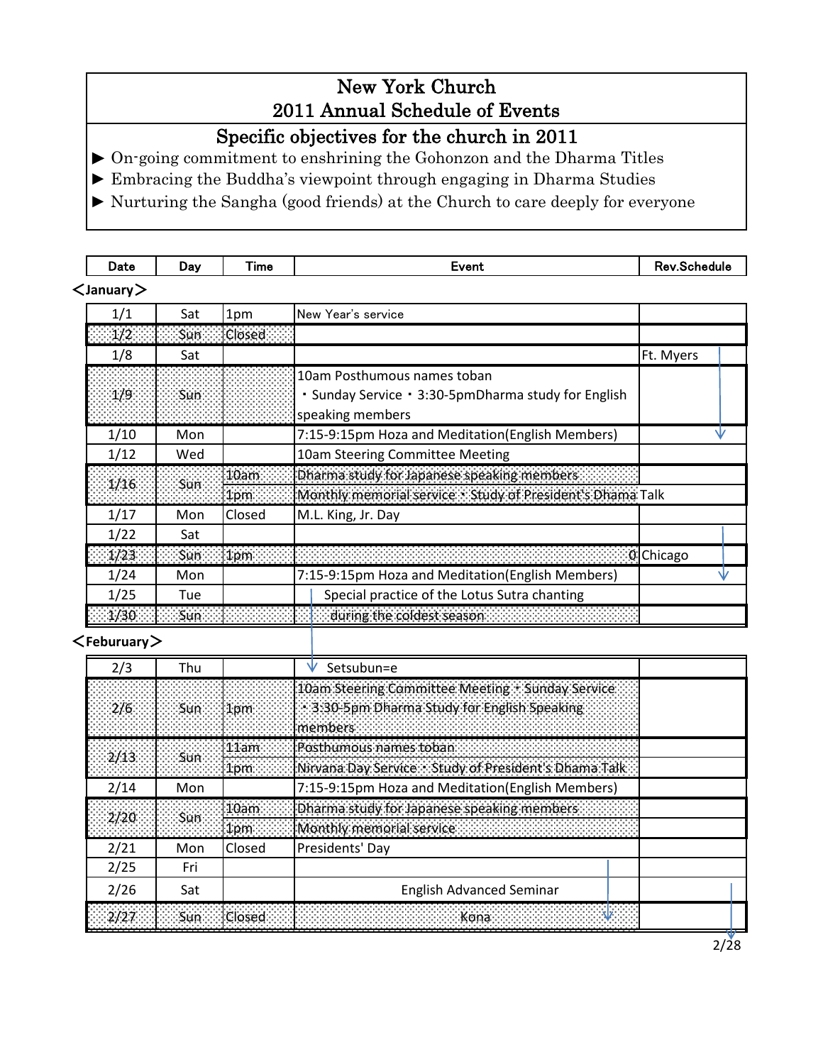# New York Church
# 2011 Annual Schedule of Events

## Specific objectives for the church in 2011

► On-going commitment to enshrining the Gohonzon and the Dharma Titles
► Embracing the Buddha's viewpoint through engaging in Dharma Studies
► Nurturing the Sangha (good friends) at the Church to care deeply for everyone

| Date | Day | Time | Event | Rev.Schedule |
|---|---|---|---|---|
| **<January>** | | | | |
| 1/1 | Sat | 1pm | New Year's service | |
| 1/2 | Sun | Closed | | |
| 1/8 | Sat | | | Ft. Myers ↓ |
| 1/9 | Sun | | 10am Posthumous names toban ・Sunday Service ・3:30-5pmDharma study for English speaking members | |
| 1/10 | Mon | | 7:15-9:15pm Hoza and Meditation(English Members) | |
| 1/12 | Wed | | 10am Steering Committee Meeting | |
| 1/16 | Sun | 10am | Dharma study for Japanese speaking members | |
| | | 1pm | Monthly memorial service・Study of President's Dhama Talk | |
| 1/17 | Mon | Closed | M.L. King, Jr. Day | |
| 1/22 | Sat | | | ↓ |
| 1/23 | Sun | 1pm | 0 | Chicago |
| 1/24 | Mon | | 7:15-9:15pm Hoza and Meditation(English Members) | |
| 1/25 | Tue | | Special practice of the Lotus Sutra chanting ↓ | |
| 1/30 | Sun | | during the coldest season | |
| **<Feburuary>** | | | | |
| 2/3 | Thu | | Setsubun=e | |
| 2/6 | Sun | 1pm | 10am Steering Committee Meeting・Sunday Service ・3:30-5pm Dharma Study for English Speaking members | |
| 2/13 | Sun | 11am | Posthumous names toban | |
| | | 1pm | Nirvana Day Service・Study of President's Dhama Talk | |
| 2/14 | Mon | | 7:15-9:15pm Hoza and Meditation(English Members) | |
| 2/20 | Sun | 10am | Dharma study for Japanese speaking members | |
| | | 1pm | Monthly memorial service | |
| 2/21 | Mon | Closed | Presidents' Day | |
| 2/25 | Fri | | ↓ | ↓ |
| 2/26 | Sat | | English Advanced Seminar | |
| 2/27 | Sun | Closed | Kona | 2/28 |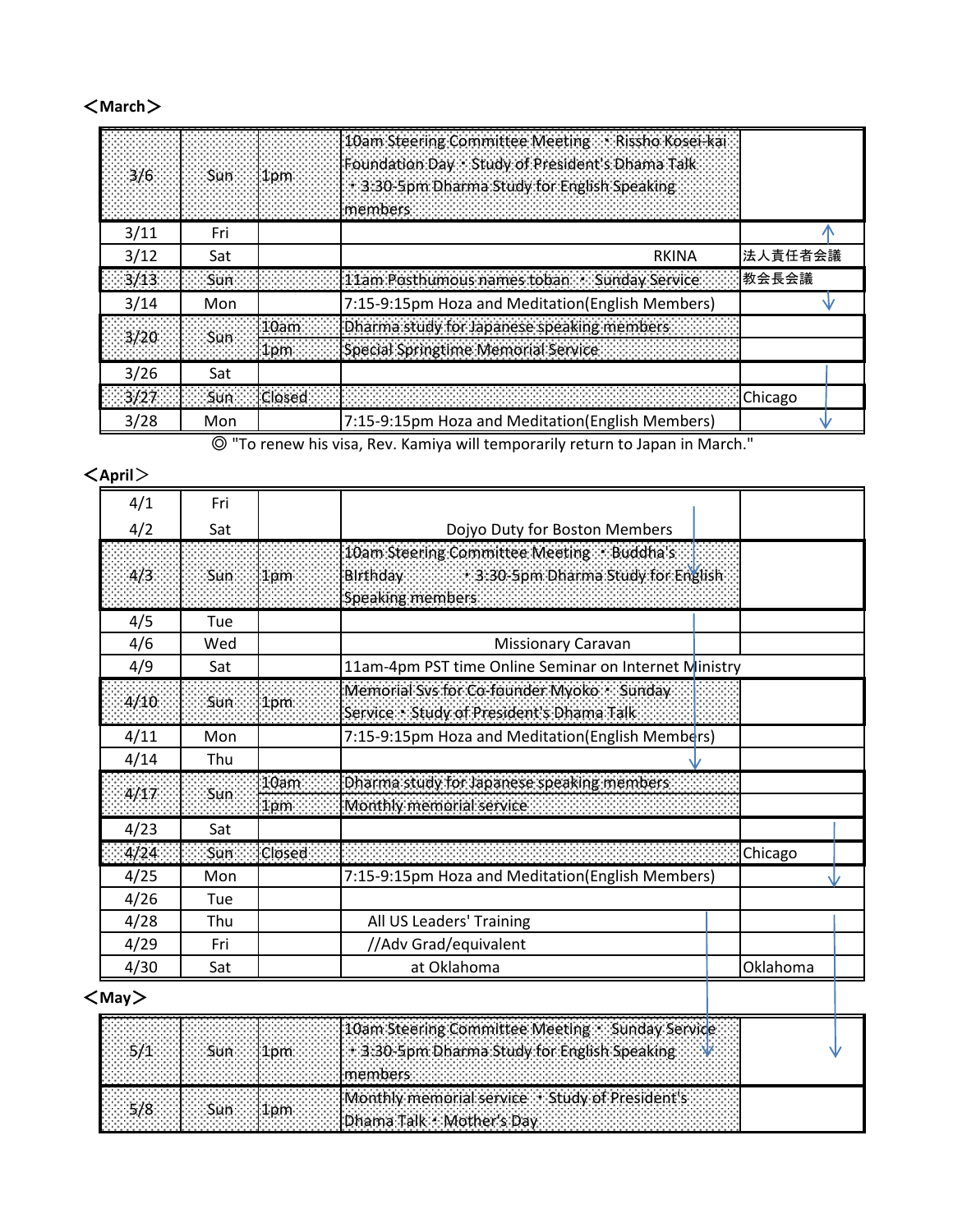＜March＞

| Date | Day | Time | Event | Note |
|---|---|---|---|---|
| 3/6 | Sun | 1pm | 10am Steering Committee Meeting ・Rissho Kosei-kai Foundation Day・Study of President's Dhama Talk ・3:30-5pm Dharma Study for English Speaking members | |
| 3/11 | Fri | | | ↑ |
| 3/12 | Sat | | RKINA | 法人責任者会議 |
| 3/13 | Sun | | 11am Posthumous names toban ・ Sunday Service | 教会長会議 |
| 3/14 | Mon | | 7:15-9:15pm Hoza and Meditation(English Members) | ↓ |
| 3/20 | Sun | 10am | Dharma study for Japanese speaking members | |
| | | 1pm | Special Springtime Memorial Service | |
| 3/26 | Sat | | | |
| 3/27 | Sun | Closed | | Chicago |
| 3/28 | Mon | | 7:15-9:15pm Hoza and Meditation(English Members) | ↓ |

◎ "To renew his visa, Rev. Kamiya will temporarily return to Japan in March."

＜April＞

| Date | Day | Time | Event | Note |
|---|---|---|---|---|
| 4/1 | Fri | | | |
| 4/2 | Sat | | Dojyo Duty for Boston Members | |
| 4/3 | Sun | 1pm | 10am Steering Committee Meeting ・Buddha's Birthday ・3:30-5pm Dharma Study for English Speaking members | |
| 4/5 | Tue | | | |
| 4/6 | Wed | | Missionary Caravan | |
| 4/9 | Sat | | 11am-4pm PST time Online Seminar on Internet Ministry | |
| 4/10 | Sun | 1pm | Memorial Svs for Co-founder Myoko・Sunday Service・Study of President's Dhama Talk | |
| 4/11 | Mon | | 7:15-9:15pm Hoza and Meditation(English Members) | |
| 4/14 | Thu | | | |
| 4/17 | Sun | 10am | Dharma study for Japanese speaking members | |
| | | 1pm | Monthly memorial service | |
| 4/23 | Sat | | | |
| 4/24 | Sun | Closed | | Chicago |
| 4/25 | Mon | | 7:15-9:15pm Hoza and Meditation(English Members) | ↓ |
| 4/26 | Tue | | | |
| 4/28 | Thu | | All US Leaders' Training | |
| 4/29 | Fri | | //Adv Grad/equivalent | |
| 4/30 | Sat | | at Oklahoma | Oklahoma |

＜May＞

| Date | Day | Time | Event | Note |
|---|---|---|---|---|
| 5/1 | Sun | 1pm | 10am Steering Committee Meeting・ Sunday Service ・3:30-5pm Dharma Study for English Speaking members | ↓ |
| 5/8 | Sun | 1pm | Monthly memorial service ・Study of President's Dhama Talk・Mother's Day | |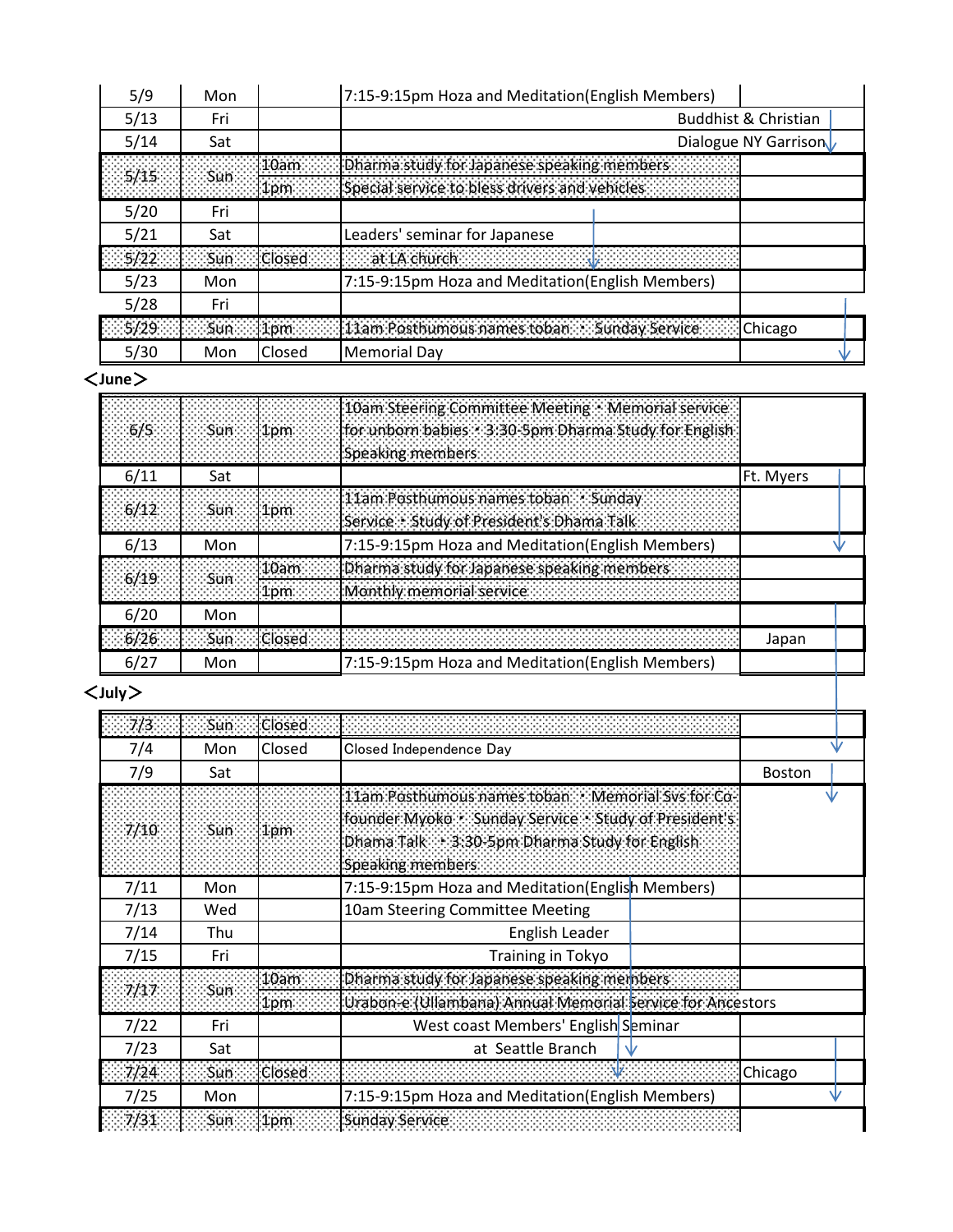| 5/9 | Mon | | 7:15-9:15pm Hoza and Meditation(English Members) | |
|---|---|---|---|---|
| 5/13 | Fri | | Buddhist & Christian | |
| 5/14 | Sat | | Dialogue NY Garrison | |
| 5/15 | Sun | 10am | Dharma study for Japanese speaking members | |
| | | 1pm | Special service to bless drivers and vehicles | |
| 5/20 | Fri | | | |
| 5/21 | Sat | | Leaders' seminar for Japanese | |
| 5/22 | Sun | Closed | at LA church | |
| 5/23 | Mon | | 7:15-9:15pm Hoza and Meditation(English Members) | |
| 5/28 | Fri | | | |
| 5/29 | Sun | 1pm | 11am Posthumous names toban ・ Sunday Service | Chicago |
| 5/30 | Mon | Closed | Memorial Day | |

＜June＞

| 6/5 | Sun | 1pm | 10am Steering Committee Meeting ・ Memorial service for unborn babies ・ 3:30-5pm Dharma Study for English Speaking members | |
|---|---|---|---|---|
| 6/11 | Sat | | | Ft. Myers |
| 6/12 | Sun | 1pm | 11am Posthumous names toban ・ Sunday Service ・ Study of President's Dhama Talk | |
| 6/13 | Mon | | 7:15-9:15pm Hoza and Meditation(English Members) | |
| 6/19 | Sun | 10am | Dharma study for Japanese speaking members | |
| | | 1pm | Monthly memorial service | |
| 6/20 | Mon | | | |
| 6/26 | Sun | Closed | | Japan |
| 6/27 | Mon | | 7:15-9:15pm Hoza and Meditation(English Members) | |

＜July＞

| 7/3 | Sun | Closed | | |
|---|---|---|---|---|
| 7/4 | Mon | Closed | Closed Independence Day | |
| 7/9 | Sat | | | Boston |
| 7/10 | Sun | 1pm | 11am Posthumous names toban ・ Memorial Svs for Co-founder Myoko ・ Sunday Service ・ Study of President's Dhama Talk ・ 3:30-5pm Dharma Study for English Speaking members | |
| 7/11 | Mon | | 7:15-9:15pm Hoza and Meditation(English Members) | |
| 7/13 | Wed | | 10am Steering Committee Meeting | |
| 7/14 | Thu | | English Leader | |
| 7/15 | Fri | | Training in Tokyo | |
| 7/17 | Sun | 10am | Dharma study for Japanese speaking members | |
| | | 1pm | Urabon-e (Ullambana) Annual Memorial Service for Ancestors | |
| 7/22 | Fri | | West coast Members' English Seminar | |
| 7/23 | Sat | | at Seattle Branch | |
| 7/24 | Sun | Closed | | Chicago |
| 7/25 | Mon | | 7:15-9:15pm Hoza and Meditation(English Members) | |
| 7/31 | Sun | 1pm | Sunday Service | |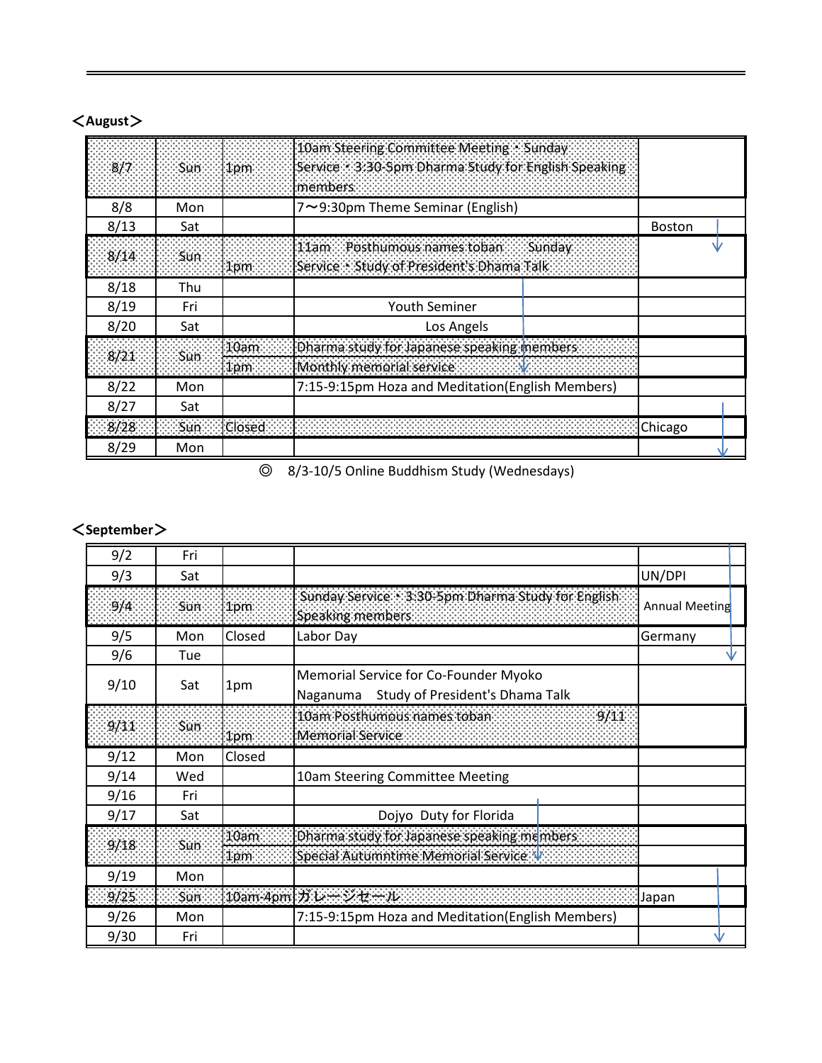＜August＞

| | | | | |
|---|---|---|---|---|
| 8/7 | Sun | 1pm | 10am Steering Committee Meeting・Sunday Service・3:30-5pm Dharma Study for English Speaking members | |
| 8/8 | Mon | | 7～9:30pm Theme Seminar (English) | |
| 8/13 | Sat | | | Boston |
| 8/14 | Sun | 1pm | 11am Posthumous names toban Sunday Service・Study of President's Dhama Talk | |
| 8/18 | Thu | | | |
| 8/19 | Fri | | Youth Seminer | |
| 8/20 | Sat | | Los Angels | |
| 8/21 | Sun | 10am | Dharma study for Japanese speaking members | |
| | | 1pm | Monthly memorial service | |
| 8/22 | Mon | | 7:15-9:15pm Hoza and Meditation(English Members) | |
| 8/27 | Sat | | | |
| 8/28 | Sun | Closed | | Chicago |
| 8/29 | Mon | | | |

◎ 8/3-10/5 Online Buddhism Study (Wednesdays)

＜September＞

| | | | | |
|---|---|---|---|---|
| 9/2 | Fri | | | |
| 9/3 | Sat | | | UN/DPI |
| 9/4 | Sun | 1pm | Sunday Service・3:30-5pm Dharma Study for English Speaking members | Annual Meeting |
| 9/5 | Mon | Closed | Labor Day | Germany |
| 9/6 | Tue | | | |
| 9/10 | Sat | 1pm | Memorial Service for Co-Founder Myoko Naganuma Study of President's Dhama Talk | |
| 9/11 | Sun | 1pm | 10am Posthumous names toban 9/11 Memorial Service | |
| 9/12 | Mon | Closed | | |
| 9/14 | Wed | | 10am Steering Committee Meeting | |
| 9/16 | Fri | | | |
| 9/17 | Sat | | Dojyo Duty for Florida | |
| 9/18 | Sun | 10am | Dharma study for Japanese speaking members | |
| | | 1pm | Special Autumntime Memorial Service | |
| 9/19 | Mon | | | |
| 9/25 | Sun | 10am-4pm | ガレージセール | Japan |
| 9/26 | Mon | | 7:15-9:15pm Hoza and Meditation(English Members) | |
| 9/30 | Fri | | | |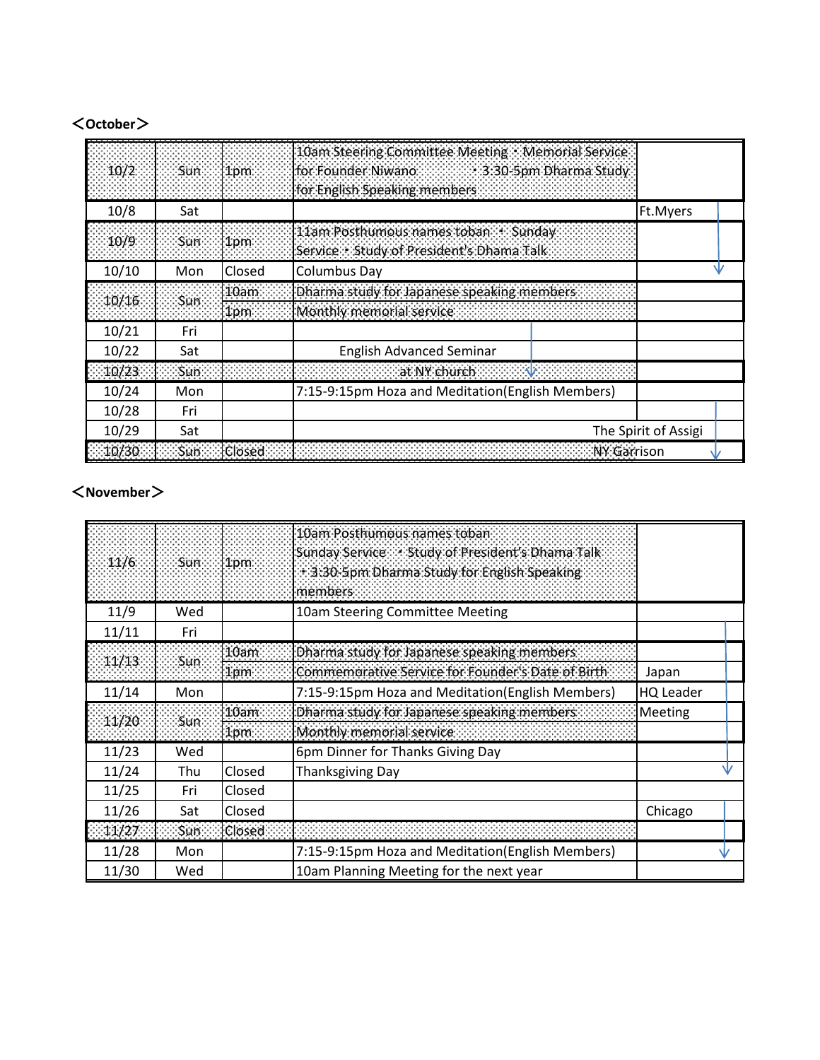＜October＞

| | | | | |
|---|---|---|---|---|
| 10/2 | Sun | 1pm | 10am Steering Committee Meeting・Memorial Service for Founder Niwano ・3:30-5pm Dharma Study for English Speaking members | |
| 10/8 | Sat | | | Ft.Myers |
| 10/9 | Sun | 1pm | 11am Posthumous names toban ・ Sunday Service・Study of President's Dhama Talk | |
| 10/10 | Mon | Closed | Columbus Day | |
| 10/16 | Sun | 10am | Dharma study for Japanese speaking members | |
| | | 1pm | Monthly memorial service | |
| 10/21 | Fri | | English Advanced Seminar at NY church | |
| 10/22 | Sat | | | |
| 10/23 | Sun | | | |
| 10/24 | Mon | | 7:15-9:15pm Hoza and Meditation(English Members) | |
| 10/28 | Fri | | The Spirit of Assigi NY Garrison | |
| 10/29 | Sat | | | |
| 10/30 | Sun | Closed | | |

＜November＞

| | | | | |
|---|---|---|---|---|
| 11/6 | Sun | 1pm | 10am Posthumous names toban Sunday Service ・Study of President's Dhama Talk ・3:30-5pm Dharma Study for English Speaking members | |
| 11/9 | Wed | | 10am Steering Committee Meeting | |
| 11/11 | Fri | | | Japan HQ Leader Meeting |
| 11/13 | Sun | 10am | Dharma study for Japanese speaking members | |
| | | 1pm | Commemorative Service for Founder's Date of Birth | |
| 11/14 | Mon | | 7:15-9:15pm Hoza and Meditation(English Members) | |
| 11/20 | Sun | 10am | Dharma study for Japanese speaking members | |
| | | 1pm | Monthly memorial service | |
| 11/23 | Wed | | 6pm Dinner for Thanks Giving Day | |
| 11/24 | Thu | Closed | Thanksgiving Day | |
| 11/25 | Fri | Closed | | |
| 11/26 | Sat | Closed | | Chicago |
| 11/27 | Sun | Closed | | |
| 11/28 | Mon | | 7:15-9:15pm Hoza and Meditation(English Members) | |
| 11/30 | Wed | | 10am Planning Meeting for the next year | |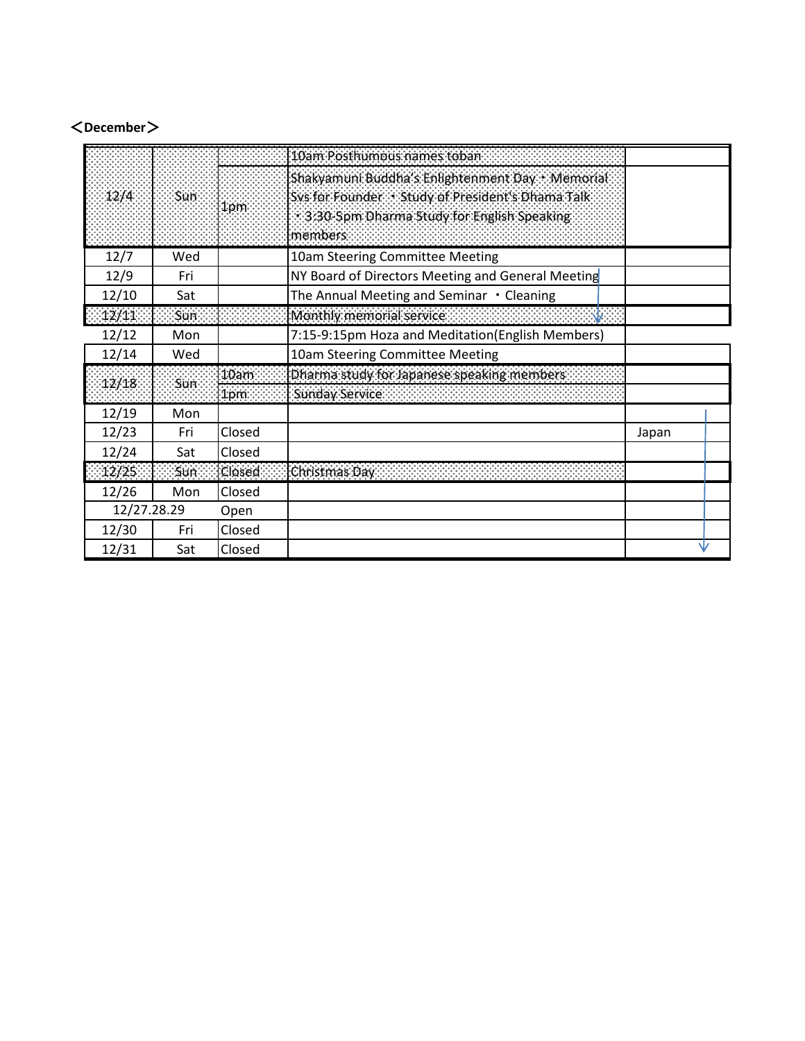＜December＞

| | | | | |
|---|---|---|---|---|
| 12/4 | Sun | | 10am Posthumous names toban | |
| | | 1pm | Shakyamuni Buddha's Enlightenment Day・Memorial Svs for Founder ・Study of President's Dhama Talk ・3:30-5pm Dharma Study for English Speaking members | |
| 12/7 | Wed | | 10am Steering Committee Meeting | |
| 12/9 | Fri | | NY Board of Directors Meeting and General Meeting | |
| 12/10 | Sat | | The Annual Meeting and Seminar ・Cleaning | |
| 12/11 | Sun | | Monthly memorial service | |
| 12/12 | Mon | | 7:15-9:15pm Hoza and Meditation(English Members) | |
| 12/14 | Wed | | 10am Steering Committee Meeting | |
| 12/18 | Sun | 10am | Dharma study for Japanese speaking members | |
| | | 1pm | Sunday Service | |
| 12/19 | Mon | | | |
| 12/23 | Fri | Closed | | Japan |
| 12/24 | Sat | Closed | | |
| 12/25 | Sun | Closed | Christmas Day | |
| 12/26 | Mon | Closed | | |
| 12/27.28.29 | | Open | | |
| 12/30 | Fri | Closed | | |
| 12/31 | Sat | Closed | | |